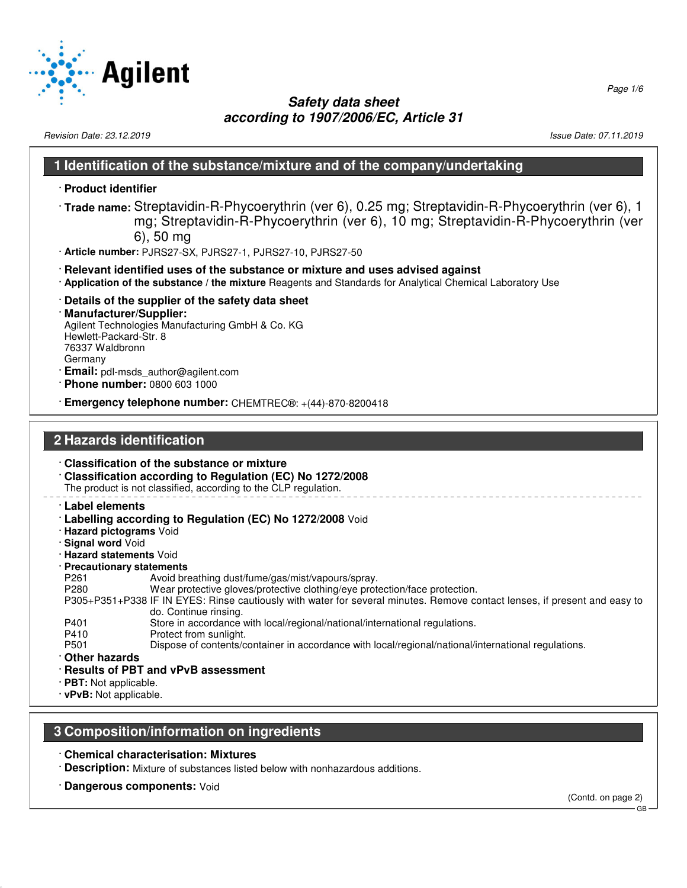# Safety data sheet
## according to 1907/2006/EC, Article 31

Revision Date: 23.12.2019 | Issue Date: 07.11.2019

## 1 Identification of the substance/mixture and of the company/undertaking

- **Product identifier**
- **Trade name:** Streptavidin-R-Phycoerythrin (ver 6), 0.25 mg; Streptavidin-R-Phycoerythrin (ver 6), 1 mg; Streptavidin-R-Phycoerythrin (ver 6), 10 mg; Streptavidin-R-Phycoerythrin (ver 6), 50 mg
- **Article number:** PJRS27-SX, PJRS27-1, PJRS27-10, PJRS27-50
- **Relevant identified uses of the substance or mixture and uses advised against**
- **Application of the substance / the mixture** Reagents and Standards for Analytical Chemical Laboratory Use
- **Details of the supplier of the safety data sheet**
- **Manufacturer/Supplier:**
  Agilent Technologies Manufacturing GmbH & Co. KG
  Hewlett-Packard-Str. 8
  76337 Waldbronn
  Germany
- **Email:** pdl-msds_author@agilent.com
- **Phone number:** 0800 603 1000
- **Emergency telephone number:** CHEMTREC®: +(44)-870-8200418

## 2 Hazards identification

- **Classification of the substance or mixture**
- **Classification according to Regulation (EC) No 1272/2008**
  The product is not classified, according to the CLP regulation.

---

- **Label elements**
- **Labelling according to Regulation (EC) No 1272/2008** Void
- **Hazard pictograms** Void
- **Signal word** Void
- **Hazard statements** Void
- **Precautionary statements**

| | |
|---|---|
| P261 | Avoid breathing dust/fume/gas/mist/vapours/spray. |
| P280 | Wear protective gloves/protective clothing/eye protection/face protection. |
| P305+P351+P338 | IF IN EYES: Rinse cautiously with water for several minutes. Remove contact lenses, if present and easy to do. Continue rinsing. |
| P401 | Store in accordance with local/regional/national/international regulations. |
| P410 | Protect from sunlight. |
| P501 | Dispose of contents/container in accordance with local/regional/national/international regulations. |

- **Other hazards**
- **Results of PBT and vPvB assessment**
- **PBT:** Not applicable.
- **vPvB:** Not applicable.

## 3 Composition/information on ingredients

- **Chemical characterisation: Mixtures**
- **Description:** Mixture of substances listed below with nonhazardous additions.
- **Dangerous components:** Void

(Contd. on page 2)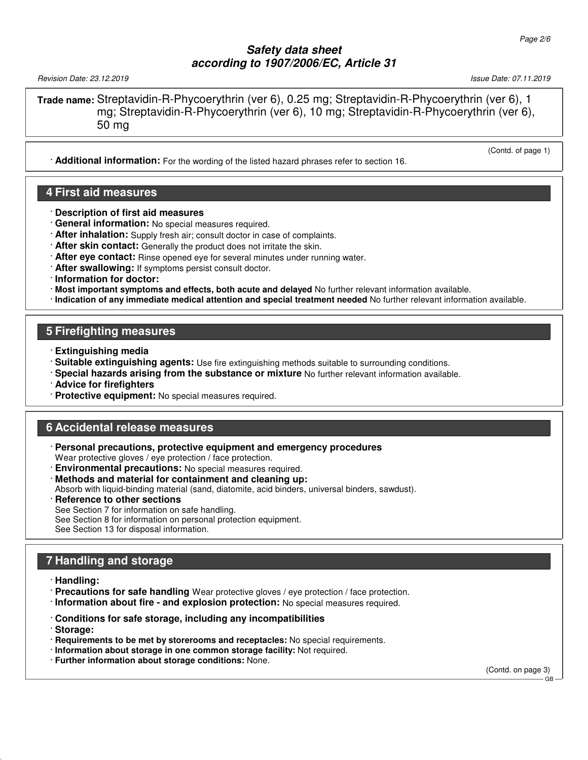**Trade name:** Streptavidin-R-Phycoerythrin (ver 6), 0.25 mg; Streptavidin-R-Phycoerythrin (ver 6), 1 mg; Streptavidin-R-Phycoerythrin (ver 6), 10 mg; Streptavidin-R-Phycoerythrin (ver 6), 50 mg

(Contd. of page 1)

· **Additional information:** For the wording of the listed hazard phrases refer to section 16.

## 4 First aid measures

· **Description of first aid measures**
· **General information:** No special measures required.
· **After inhalation:** Supply fresh air; consult doctor in case of complaints.
· **After skin contact:** Generally the product does not irritate the skin.
· **After eye contact:** Rinse opened eye for several minutes under running water.
· **After swallowing:** If symptoms persist consult doctor.
· **Information for doctor:**
· **Most important symptoms and effects, both acute and delayed** No further relevant information available.
· **Indication of any immediate medical attention and special treatment needed** No further relevant information available.

## 5 Firefighting measures

· **Extinguishing media**
· **Suitable extinguishing agents:** Use fire extinguishing methods suitable to surrounding conditions.
· **Special hazards arising from the substance or mixture** No further relevant information available.
· **Advice for firefighters**
· **Protective equipment:** No special measures required.

## 6 Accidental release measures

· **Personal precautions, protective equipment and emergency procedures**
Wear protective gloves / eye protection / face protection.
· **Environmental precautions:** No special measures required.
· **Methods and material for containment and cleaning up:**
Absorb with liquid-binding material (sand, diatomite, acid binders, universal binders, sawdust).
· **Reference to other sections**
See Section 7 for information on safe handling.
See Section 8 for information on personal protection equipment.
See Section 13 for disposal information.

## 7 Handling and storage

· **Handling:**
· **Precautions for safe handling** Wear protective gloves / eye protection / face protection.
· **Information about fire - and explosion protection:** No special measures required.

· **Conditions for safe storage, including any incompatibilities**
· **Storage:**
· **Requirements to be met by storerooms and receptacles:** No special requirements.
· **Information about storage in one common storage facility:** Not required.
· **Further information about storage conditions:** None.

(Contd. on page 3)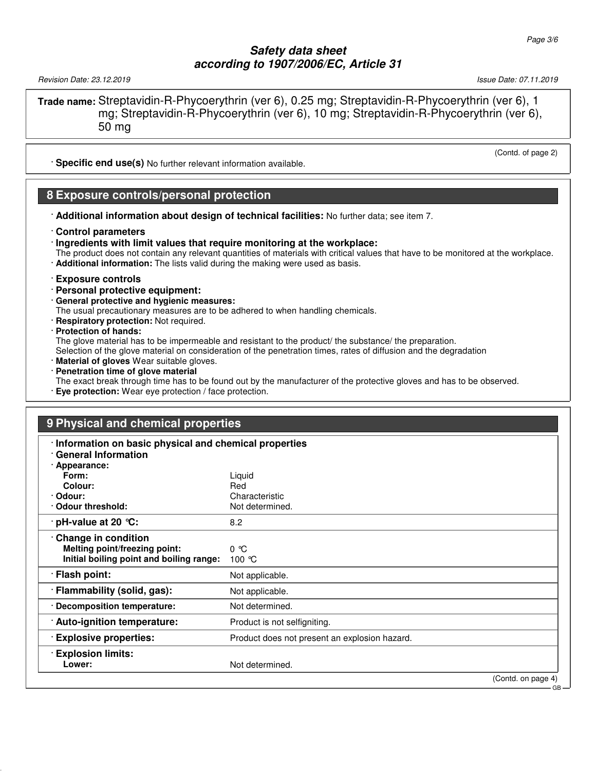**Trade name:** Streptavidin-R-Phycoerythrin (ver 6), 0.25 mg; Streptavidin-R-Phycoerythrin (ver 6), 1 mg; Streptavidin-R-Phycoerythrin (ver 6), 10 mg; Streptavidin-R-Phycoerythrin (ver 6), 50 mg

(Contd. of page 2)

· **Specific end use(s)** No further relevant information available.

## 8 Exposure controls/personal protection

· **Additional information about design of technical facilities:** No further data; see item 7.

· **Control parameters**
· **Ingredients with limit values that require monitoring at the workplace:**
The product does not contain any relevant quantities of materials with critical values that have to be monitored at the workplace.
· **Additional information:** The lists valid during the making were used as basis.

· **Exposure controls**
· **Personal protective equipment:**
· **General protective and hygienic measures:**
The usual precautionary measures are to be adhered to when handling chemicals.
· **Respiratory protection:** Not required.
· **Protection of hands:**
The glove material has to be impermeable and resistant to the product/ the substance/ the preparation.
Selection of the glove material on consideration of the penetration times, rates of diffusion and the degradation
· **Material of gloves** Wear suitable gloves.
· **Penetration time of glove material**
The exact break through time has to be found out by the manufacturer of the protective gloves and has to be observed.
· **Eye protection:** Wear eye protection / face protection.

## 9 Physical and chemical properties

| · **Information on basic physical and chemical properties** | |
|---|---|
| · **General Information** | |
| · **Appearance:** | |
| **Form:** | Liquid |
| **Colour:** | Red |
| · **Odour:** | Characteristic |
| · **Odour threshold:** | Not determined. |
| · **pH-value at 20 °C:** | 8.2 |
| · **Change in condition** | |
| **Melting point/freezing point:** | 0 °C |
| **Initial boiling point and boiling range:** | 100 °C |
| · **Flash point:** | Not applicable. |
| · **Flammability (solid, gas):** | Not applicable. |
| · **Decomposition temperature:** | Not determined. |
| · **Auto-ignition temperature:** | Product is not selfigniting. |
| · **Explosive properties:** | Product does not present an explosion hazard. |
| · **Explosion limits:** | |
| **Lower:** | Not determined. |

(Contd. on page 4)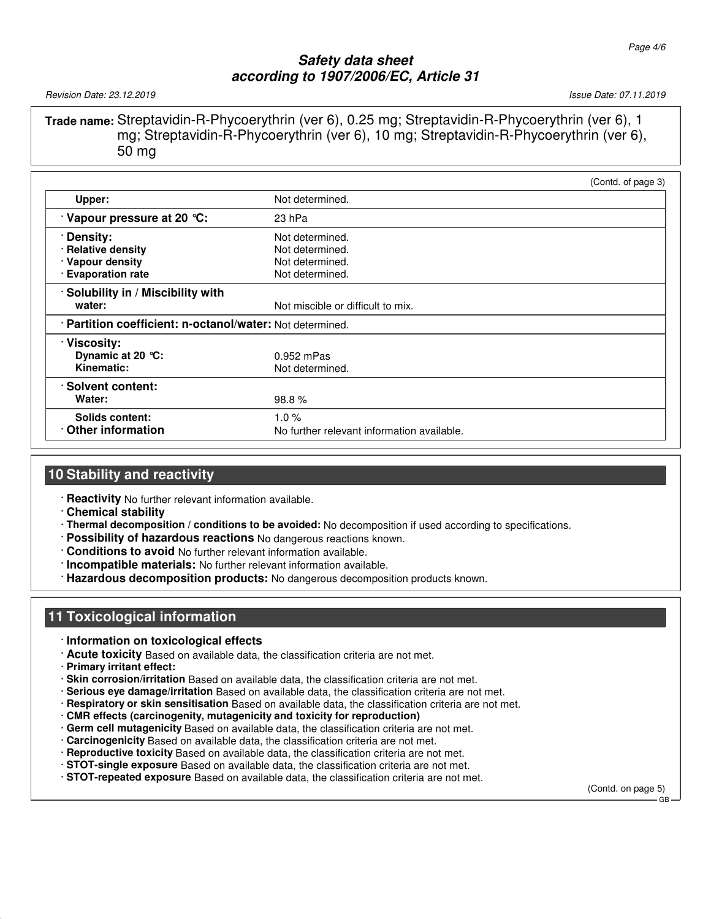**Trade name:** Streptavidin-R-Phycoerythrin (ver 6), 0.25 mg; Streptavidin-R-Phycoerythrin (ver 6), 1 mg; Streptavidin-R-Phycoerythrin (ver 6), 10 mg; Streptavidin-R-Phycoerythrin (ver 6), 50 mg

(Contd. of page 3)

| | |
|---|---|
| **Upper:** | Not determined. |
| · **Vapour pressure at 20 °C:** | 23 hPa |
| · **Density:** | Not determined. |
| · **Relative density** | Not determined. |
| · **Vapour density** | Not determined. |
| · **Evaporation rate** | Not determined. |
| · **Solubility in / Miscibility with** | |
| **water:** | Not miscible or difficult to mix. |
| · **Partition coefficient: n-octanol/water:** | Not determined. |
| · **Viscosity:** | |
| **Dynamic at 20 °C:** | 0.952 mPas |
| **Kinematic:** | Not determined. |
| · **Solvent content:** | |
| **Water:** | 98.8 % |
| **Solids content:** | 1.0 % |
| · **Other information** | No further relevant information available. |

## 10 Stability and reactivity

· **Reactivity** No further relevant information available.
· **Chemical stability**
· **Thermal decomposition / conditions to be avoided:** No decomposition if used according to specifications.
· **Possibility of hazardous reactions** No dangerous reactions known.
· **Conditions to avoid** No further relevant information available.
· **Incompatible materials:** No further relevant information available.
· **Hazardous decomposition products:** No dangerous decomposition products known.

## 11 Toxicological information

· **Information on toxicological effects**
· **Acute toxicity** Based on available data, the classification criteria are not met.
· **Primary irritant effect:**
· **Skin corrosion/irritation** Based on available data, the classification criteria are not met.
· **Serious eye damage/irritation** Based on available data, the classification criteria are not met.
· **Respiratory or skin sensitisation** Based on available data, the classification criteria are not met.
· **CMR effects (carcinogenity, mutagenicity and toxicity for reproduction)**
· **Germ cell mutagenicity** Based on available data, the classification criteria are not met.
· **Carcinogenicity** Based on available data, the classification criteria are not met.
· **Reproductive toxicity** Based on available data, the classification criteria are not met.
· **STOT-single exposure** Based on available data, the classification criteria are not met.
· **STOT-repeated exposure** Based on available data, the classification criteria are not met.

(Contd. on page 5)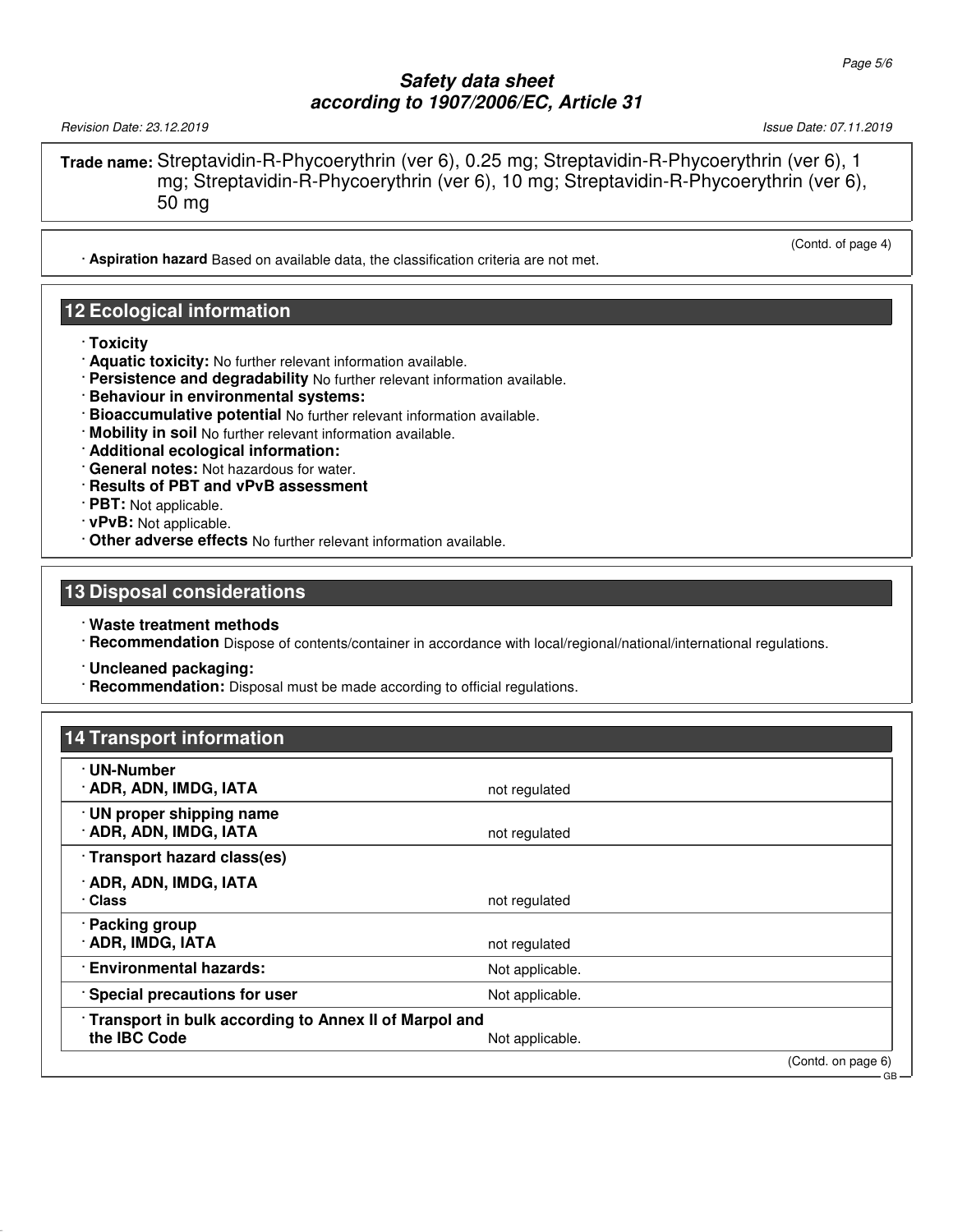**Trade name:** Streptavidin-R-Phycoerythrin (ver 6), 0.25 mg; Streptavidin-R-Phycoerythrin (ver 6), 1 mg; Streptavidin-R-Phycoerythrin (ver 6), 10 mg; Streptavidin-R-Phycoerythrin (ver 6), 50 mg

(Contd. of page 4)

· **Aspiration hazard** Based on available data, the classification criteria are not met.

## 12 Ecological information

· **Toxicity**
· **Aquatic toxicity:** No further relevant information available.
· **Persistence and degradability** No further relevant information available.
· **Behaviour in environmental systems:**
· **Bioaccumulative potential** No further relevant information available.
· **Mobility in soil** No further relevant information available.
· **Additional ecological information:**
· **General notes:** Not hazardous for water.
· **Results of PBT and vPvB assessment**
· **PBT:** Not applicable.
· **vPvB:** Not applicable.
· **Other adverse effects** No further relevant information available.

## 13 Disposal considerations

· **Waste treatment methods**
· **Recommendation** Dispose of contents/container in accordance with local/regional/national/international regulations.

· **Uncleaned packaging:**
· **Recommendation:** Disposal must be made according to official regulations.

## 14 Transport information

| | |
|---|---|
| · **UN-Number** | |
| · **ADR, ADN, IMDG, IATA** | not regulated |
| · **UN proper shipping name** | |
| · **ADR, ADN, IMDG, IATA** | not regulated |
| · **Transport hazard class(es)** | |
| · **ADR, ADN, IMDG, IATA** | |
| · **Class** | not regulated |
| · **Packing group** | |
| · **ADR, IMDG, IATA** | not regulated |
| · **Environmental hazards:** | Not applicable. |
| · **Special precautions for user** | Not applicable. |
| · **Transport in bulk according to Annex II of Marpol and the IBC Code** | Not applicable. |

(Contd. on page 6)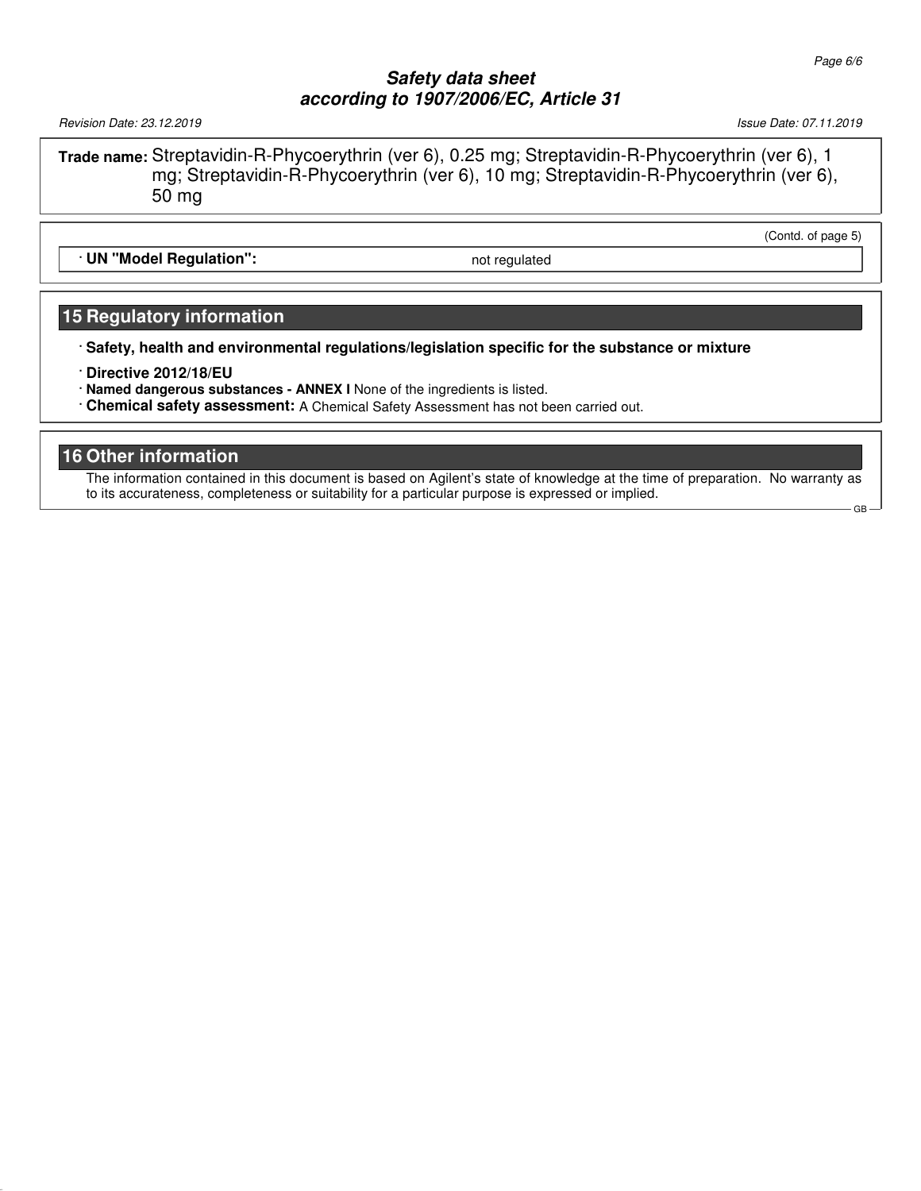**Trade name:** Streptavidin-R-Phycoerythrin (ver 6), 0.25 mg; Streptavidin-R-Phycoerythrin (ver 6), 1 mg; Streptavidin-R-Phycoerythrin (ver 6), 10 mg; Streptavidin-R-Phycoerythrin (ver 6), 50 mg

(Contd. of page 5)

· **UN "Model Regulation":** not regulated

## 15 Regulatory information

· **Safety, health and environmental regulations/legislation specific for the substance or mixture**

· **Directive 2012/18/EU**

· **Named dangerous substances - ANNEX I** None of the ingredients is listed.

· **Chemical safety assessment:** A Chemical Safety Assessment has not been carried out.

## 16 Other information

The information contained in this document is based on Agilent's state of knowledge at the time of preparation. No warranty as to its accurateness, completeness or suitability for a particular purpose is expressed or implied.

GB